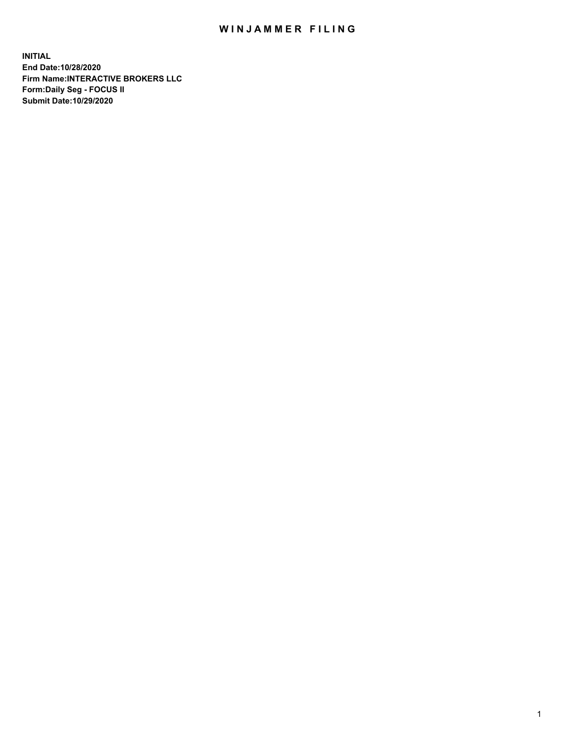# WINJAMMER FILING

**INITIAL**
**End Date:10/28/2020**
**Firm Name:INTERACTIVE BROKERS LLC**
**Form:Daily Seg - FOCUS II**
**Submit Date:10/29/2020**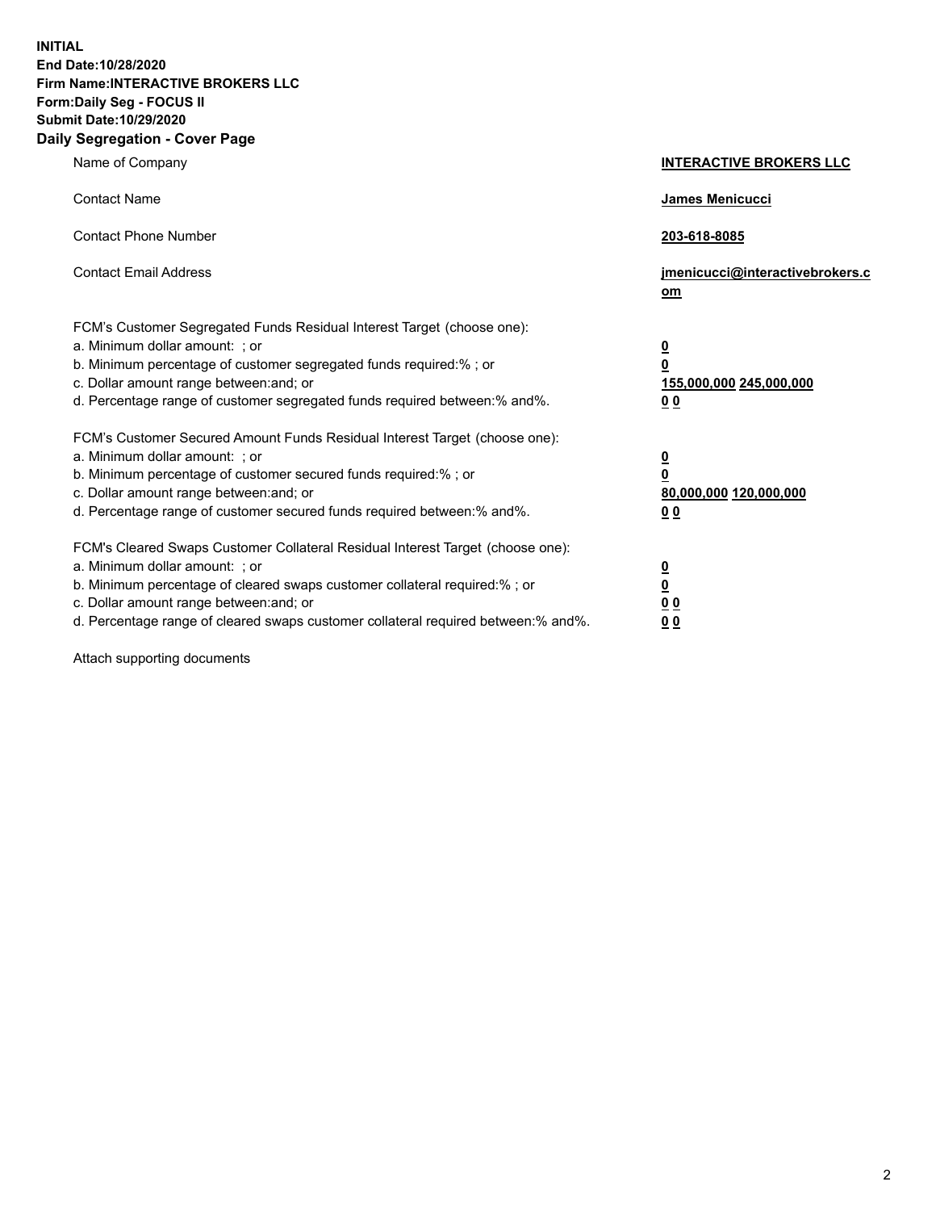**INITIAL**
**End Date:10/28/2020**
**Firm Name:INTERACTIVE BROKERS LLC**
**Form:Daily Seg - FOCUS II**
**Submit Date:10/29/2020**

## Daily Segregation - Cover Page

| | |
|---|---|
| Name of Company | **INTERACTIVE BROKERS LLC** |
| Contact Name | **James Menicucci** |
| Contact Phone Number | **203-618-8085** |
| Contact Email Address | **jmenicucci@interactivebrokers.com** |
| FCM's Customer Segregated Funds Residual Interest Target (choose one): | |
| a. Minimum dollar amount: ; or | **0** |
| b. Minimum percentage of customer segregated funds required:% ; or | **0** |
| c. Dollar amount range between:and; or | **155,000,000 245,000,000** |
| d. Percentage range of customer segregated funds required between:% and%. | **0 0** |
| FCM's Customer Secured Amount Funds Residual Interest Target (choose one): | |
| a. Minimum dollar amount: ; or | **0** |
| b. Minimum percentage of customer secured funds required:% ; or | **0** |
| c. Dollar amount range between:and; or | **80,000,000 120,000,000** |
| d. Percentage range of customer secured funds required between:% and%. | **0 0** |
| FCM's Cleared Swaps Customer Collateral Residual Interest Target (choose one): | |
| a. Minimum dollar amount: ; or | **0** |
| b. Minimum percentage of cleared swaps customer collateral required:% ; or | **0** |
| c. Dollar amount range between:and; or | **0 0** |
| d. Percentage range of cleared swaps customer collateral required between:% and%. | **0 0** |

Attach supporting documents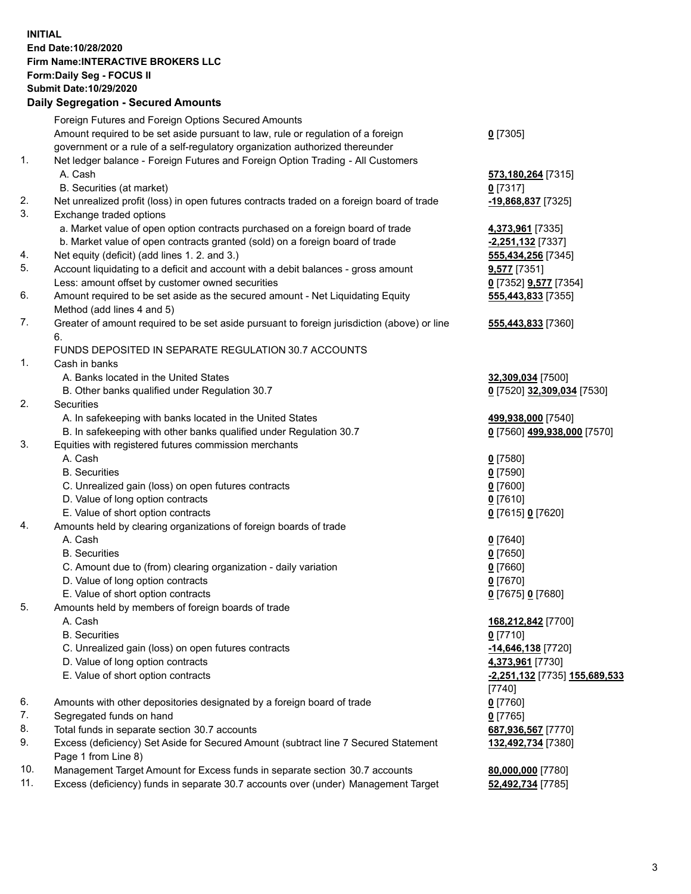**INITIAL**
**End Date:10/28/2020**
**Firm Name:INTERACTIVE BROKERS LLC**
**Form:Daily Seg - FOCUS II**
**Submit Date:10/29/2020**

### Daily Segregation - Secured Amounts

| | | |
|---|---|---|
| | Foreign Futures and Foreign Options Secured Amounts | |
| | Amount required to be set aside pursuant to law, rule or regulation of a foreign government or a rule of a self-regulatory organization authorized thereunder | **0** [7305] |
| 1. | Net ledger balance - Foreign Futures and Foreign Option Trading - All Customers | |
| | A. Cash | **573,180,264** [7315] |
| | B. Securities (at market) | **0** [7317] |
| 2. | Net unrealized profit (loss) in open futures contracts traded on a foreign board of trade | **-19,868,837** [7325] |
| 3. | Exchange traded options | |
| | a. Market value of open option contracts purchased on a foreign board of trade | **4,373,961** [7335] |
| | b. Market value of open contracts granted (sold) on a foreign board of trade | **-2,251,132** [7337] |
| 4. | Net equity (deficit) (add lines 1. 2. and 3.) | **555,434,256** [7345] |
| 5. | Account liquidating to a deficit and account with a debit balances - gross amount | **9,577** [7351] |
| | Less: amount offset by customer owned securities | **0** [7352] **9,577** [7354] |
| 6. | Amount required to be set aside as the secured amount - Net Liquidating Equity Method (add lines 4 and 5) | **555,443,833** [7355] |
| 7. | Greater of amount required to be set aside pursuant to foreign jurisdiction (above) or line 6. | **555,443,833** [7360] |
| | FUNDS DEPOSITED IN SEPARATE REGULATION 30.7 ACCOUNTS | |
| 1. | Cash in banks | |
| | A. Banks located in the United States | **32,309,034** [7500] |
| | B. Other banks qualified under Regulation 30.7 | **0** [7520] **32,309,034** [7530] |
| 2. | Securities | |
| | A. In safekeeping with banks located in the United States | **499,938,000** [7540] |
| | B. In safekeeping with other banks qualified under Regulation 30.7 | **0** [7560] **499,938,000** [7570] |
| 3. | Equities with registered futures commission merchants | |
| | A. Cash | **0** [7580] |
| | B. Securities | **0** [7590] |
| | C. Unrealized gain (loss) on open futures contracts | **0** [7600] |
| | D. Value of long option contracts | **0** [7610] |
| | E. Value of short option contracts | **0** [7615] **0** [7620] |
| 4. | Amounts held by clearing organizations of foreign boards of trade | |
| | A. Cash | **0** [7640] |
| | B. Securities | **0** [7650] |
| | C. Amount due to (from) clearing organization - daily variation | **0** [7660] |
| | D. Value of long option contracts | **0** [7670] |
| | E. Value of short option contracts | **0** [7675] **0** [7680] |
| 5. | Amounts held by members of foreign boards of trade | |
| | A. Cash | **168,212,842** [7700] |
| | B. Securities | **0** [7710] |
| | C. Unrealized gain (loss) on open futures contracts | **-14,646,138** [7720] |
| | D. Value of long option contracts | **4,373,961** [7730] |
| | E. Value of short option contracts | **-2,251,132** [7735] **155,689,533** [7740] |
| 6. | Amounts with other depositories designated by a foreign board of trade | **0** [7760] |
| 7. | Segregated funds on hand | **0** [7765] |
| 8. | Total funds in separate section 30.7 accounts | **687,936,567** [7770] |
| 9. | Excess (deficiency) Set Aside for Secured Amount (subtract line 7 Secured Statement Page 1 from Line 8) | **132,492,734** [7380] |
| 10. | Management Target Amount for Excess funds in separate section 30.7 accounts | **80,000,000** [7780] |
| 11. | Excess (deficiency) funds in separate 30.7 accounts over (under) Management Target | **52,492,734** [7785] |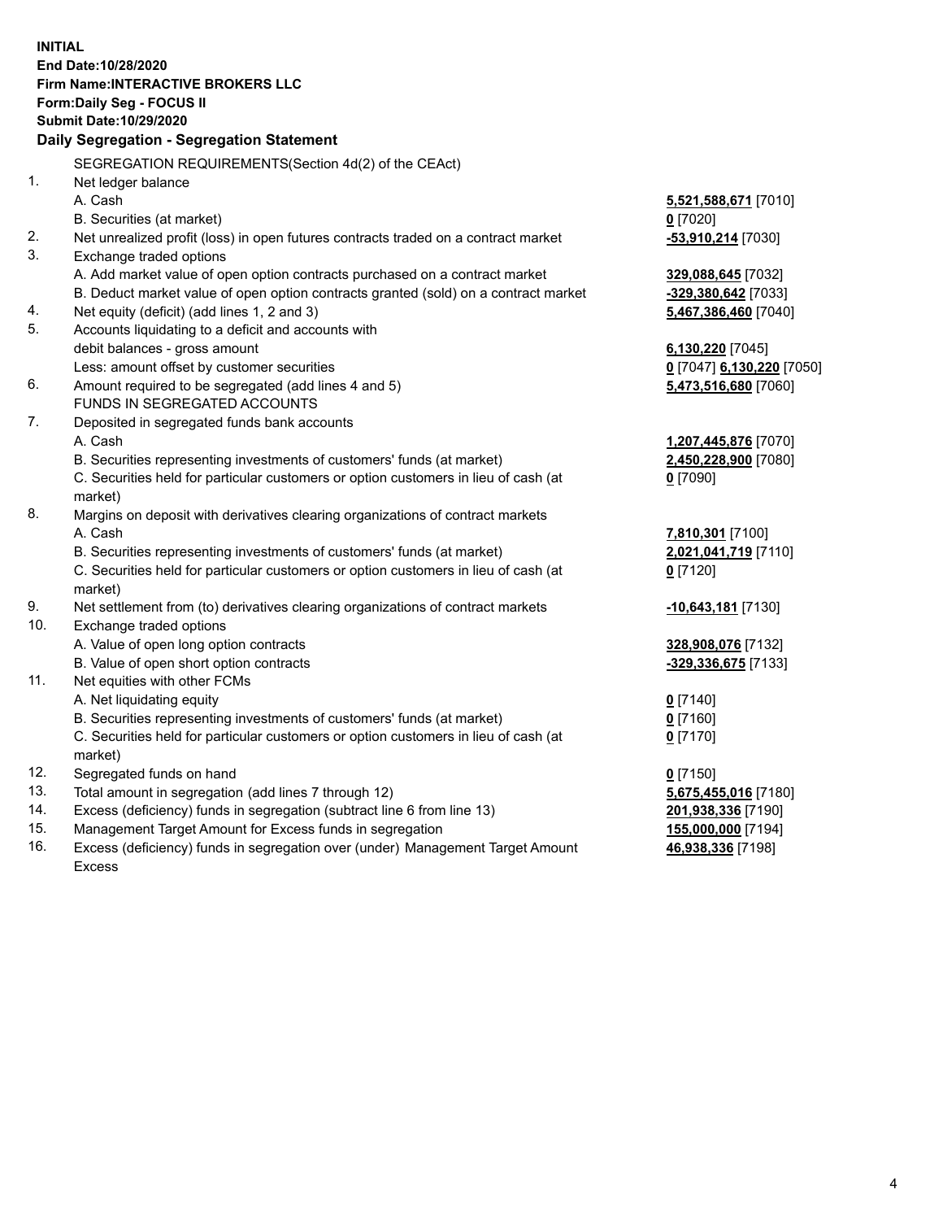**INITIAL**
**End Date:10/28/2020**
**Firm Name:INTERACTIVE BROKERS LLC**
**Form:Daily Seg - FOCUS II**
**Submit Date:10/29/2020**

**Daily Segregation - Segregation Statement**

SEGREGATION REQUIREMENTS(Section 4d(2) of the CEAct)

| | | |
|---|---|---|
| 1. | Net ledger balance | |
| | A. Cash | **5,521,588,671** [7010] |
| | B. Securities (at market) | **0** [7020] |
| 2. | Net unrealized profit (loss) in open futures contracts traded on a contract market | **-53,910,214** [7030] |
| 3. | Exchange traded options | |
| | A. Add market value of open option contracts purchased on a contract market | **329,088,645** [7032] |
| | B. Deduct market value of open option contracts granted (sold) on a contract market | **-329,380,642** [7033] |
| 4. | Net equity (deficit) (add lines 1, 2 and 3) | **5,467,386,460** [7040] |
| 5. | Accounts liquidating to a deficit and accounts with debit balances - gross amount | **6,130,220** [7045] |
| | Less: amount offset by customer securities | **0** [7047] **6,130,220** [7050] |
| 6. | Amount required to be segregated (add lines 4 and 5) | **5,473,516,680** [7060] |
| | FUNDS IN SEGREGATED ACCOUNTS | |
| 7. | Deposited in segregated funds bank accounts | |
| | A. Cash | **1,207,445,876** [7070] |
| | B. Securities representing investments of customers' funds (at market) | **2,450,228,900** [7080] |
| | C. Securities held for particular customers or option customers in lieu of cash (at market) | **0** [7090] |
| 8. | Margins on deposit with derivatives clearing organizations of contract markets | |
| | A. Cash | **7,810,301** [7100] |
| | B. Securities representing investments of customers' funds (at market) | **2,021,041,719** [7110] |
| | C. Securities held for particular customers or option customers in lieu of cash (at market) | **0** [7120] |
| 9. | Net settlement from (to) derivatives clearing organizations of contract markets | **-10,643,181** [7130] |
| 10. | Exchange traded options | |
| | A. Value of open long option contracts | **328,908,076** [7132] |
| | B. Value of open short option contracts | **-329,336,675** [7133] |
| 11. | Net equities with other FCMs | |
| | A. Net liquidating equity | **0** [7140] |
| | B. Securities representing investments of customers' funds (at market) | **0** [7160] |
| | C. Securities held for particular customers or option customers in lieu of cash (at market) | **0** [7170] |
| 12. | Segregated funds on hand | **0** [7150] |
| 13. | Total amount in segregation (add lines 7 through 12) | **5,675,455,016** [7180] |
| 14. | Excess (deficiency) funds in segregation (subtract line 6 from line 13) | **201,938,336** [7190] |
| 15. | Management Target Amount for Excess funds in segregation | **155,000,000** [7194] |
| 16. | Excess (deficiency) funds in segregation over (under) Management Target Amount Excess | **46,938,336** [7198] |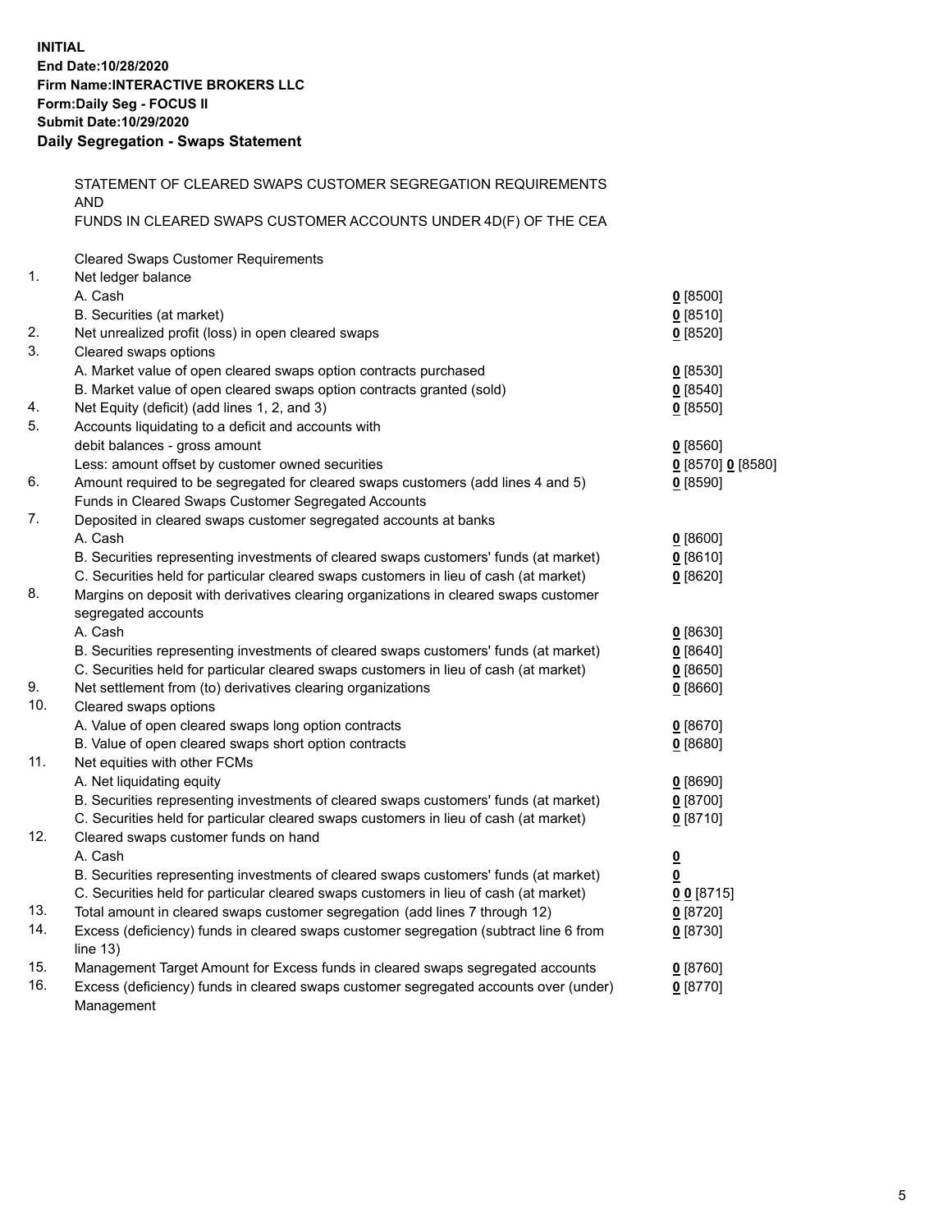**INITIAL**
**End Date:10/28/2020**
**Firm Name:INTERACTIVE BROKERS LLC**
**Form:Daily Seg - FOCUS II**
**Submit Date:10/29/2020**
**Daily Segregation - Swaps Statement**

STATEMENT OF CLEARED SWAPS CUSTOMER SEGREGATION REQUIREMENTS AND FUNDS IN CLEARED SWAPS CUSTOMER ACCOUNTS UNDER 4D(F) OF THE CEA

| | | |
|---|---|---|
| | Cleared Swaps Customer Requirements | |
| 1. | Net ledger balance | |
| | A. Cash | 0 [8500] |
| | B. Securities (at market) | 0 [8510] |
| 2. | Net unrealized profit (loss) in open cleared swaps | 0 [8520] |
| 3. | Cleared swaps options | |
| | A. Market value of open cleared swaps option contracts purchased | 0 [8530] |
| | B. Market value of open cleared swaps option contracts granted (sold) | 0 [8540] |
| 4. | Net Equity (deficit) (add lines 1, 2, and 3) | 0 [8550] |
| 5. | Accounts liquidating to a deficit and accounts with debit balances - gross amount | 0 [8560] |
| | Less: amount offset by customer owned securities | 0 [8570] 0 [8580] |
| 6. | Amount required to be segregated for cleared swaps customers (add lines 4 and 5) | 0 [8590] |
| | Funds in Cleared Swaps Customer Segregated Accounts | |
| 7. | Deposited in cleared swaps customer segregated accounts at banks | |
| | A. Cash | 0 [8600] |
| | B. Securities representing investments of cleared swaps customers' funds (at market) | 0 [8610] |
| | C. Securities held for particular cleared swaps customers in lieu of cash (at market) | 0 [8620] |
| 8. | Margins on deposit with derivatives clearing organizations in cleared swaps customer segregated accounts | |
| | A. Cash | 0 [8630] |
| | B. Securities representing investments of cleared swaps customers' funds (at market) | 0 [8640] |
| | C. Securities held for particular cleared swaps customers in lieu of cash (at market) | 0 [8650] |
| 9. | Net settlement from (to) derivatives clearing organizations | 0 [8660] |
| 10. | Cleared swaps options | |
| | A. Value of open cleared swaps long option contracts | 0 [8670] |
| | B. Value of open cleared swaps short option contracts | 0 [8680] |
| 11. | Net equities with other FCMs | |
| | A. Net liquidating equity | 0 [8690] |
| | B. Securities representing investments of cleared swaps customers' funds (at market) | 0 [8700] |
| | C. Securities held for particular cleared swaps customers in lieu of cash (at market) | 0 [8710] |
| 12. | Cleared swaps customer funds on hand | |
| | A. Cash | 0 |
| | B. Securities representing investments of cleared swaps customers' funds (at market) | 0 |
| | C. Securities held for particular cleared swaps customers in lieu of cash (at market) | 0 0 [8715] |
| 13. | Total amount in cleared swaps customer segregation (add lines 7 through 12) | 0 [8720] |
| 14. | Excess (deficiency) funds in cleared swaps customer segregation (subtract line 6 from line 13) | 0 [8730] |
| 15. | Management Target Amount for Excess funds in cleared swaps segregated accounts | 0 [8760] |
| 16. | Excess (deficiency) funds in cleared swaps customer segregated accounts over (under) Management | 0 [8770] |